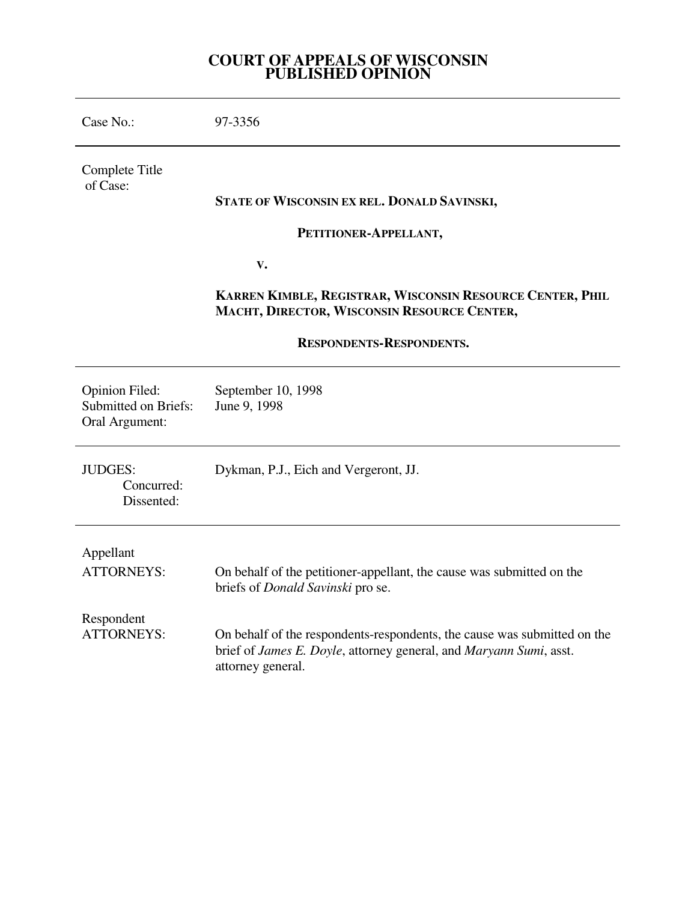# COURT OF APPEALS OF WISCONSIN
# PUBLISHED OPINION

---

| | |
|---|---|
| Case No.: | 97-3356 |

---

| | |
|---|---|
| Complete Title of Case: | **STATE OF WISCONSIN EX REL. DONALD SAVINSKI,**<br><br>**PETITIONER-APPELLANT,**<br><br>**V.**<br><br>**KARREN KIMBLE, REGISTRAR, WISCONSIN RESOURCE CENTER, PHIL MACHT, DIRECTOR, WISCONSIN RESOURCE CENTER,**<br><br>**RESPONDENTS-RESPONDENTS.** |

---

| | |
|---|---|
| Opinion Filed: | September 10, 1998 |
| Submitted on Briefs: | June 9, 1998 |
| Oral Argument: | |

---

| | |
|---|---|
| JUDGES: | Dykman, P.J., Eich and Vergeront, JJ. |
| Concurred: | |
| Dissented: | |

---

| | |
|---|---|
| Appellant ATTORNEYS: | On behalf of the petitioner-appellant, the cause was submitted on the briefs of *Donald Savinski* pro se. |
| Respondent ATTORNEYS: | On behalf of the respondents-respondents, the cause was submitted on the brief of *James E. Doyle*, attorney general, and *Maryann Sumi*, asst. attorney general. |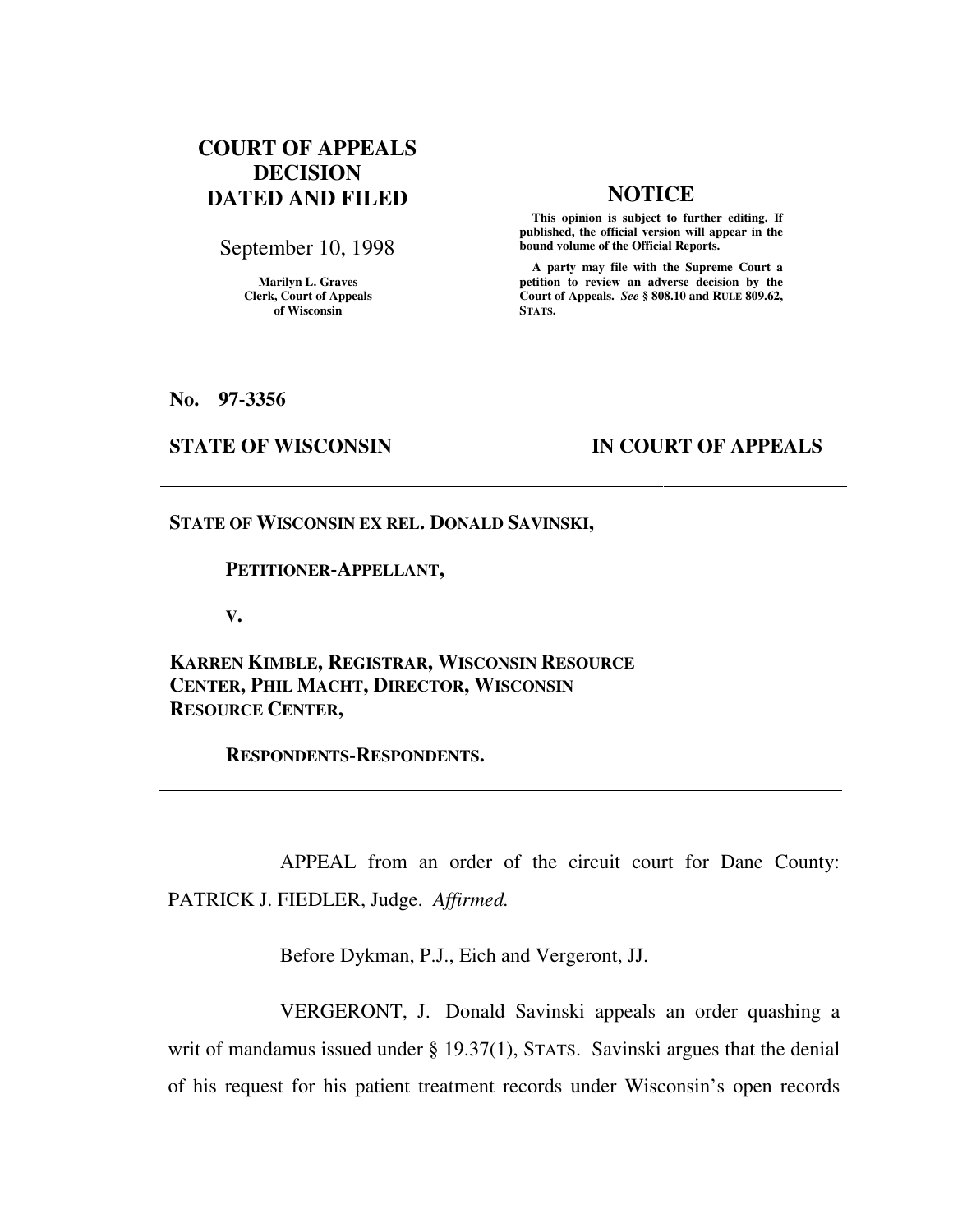# COURT OF APPEALS DECISION DATED AND FILED

September 10, 1998

Marilyn L. Graves
Clerk, Court of Appeals
of Wisconsin

**NOTICE**

**This opinion is subject to further editing. If published, the official version will appear in the bound volume of the Official Reports.**

**A party may file with the Supreme Court a petition to review an adverse decision by the Court of Appeals.** ***See*** **§ 808.10 and RULE 809.62, STATS.**

**No. 97-3356**

**STATE OF WISCONSIN** **IN COURT OF APPEALS**

---

**STATE OF WISCONSIN EX REL. DONALD SAVINSKI,**

**PETITIONER-APPELLANT,**

**V.**

**KARREN KIMBLE, REGISTRAR, WISCONSIN RESOURCE CENTER, PHIL MACHT, DIRECTOR, WISCONSIN RESOURCE CENTER,**

**RESPONDENTS-RESPONDENTS.**

---

APPEAL from an order of the circuit court for Dane County: PATRICK J. FIEDLER, Judge. *Affirmed.*

Before Dykman, P.J., Eich and Vergeront, JJ.

VERGERONT, J. Donald Savinski appeals an order quashing a writ of mandamus issued under § 19.37(1), STATS. Savinski argues that the denial of his request for his patient treatment records under Wisconsin's open records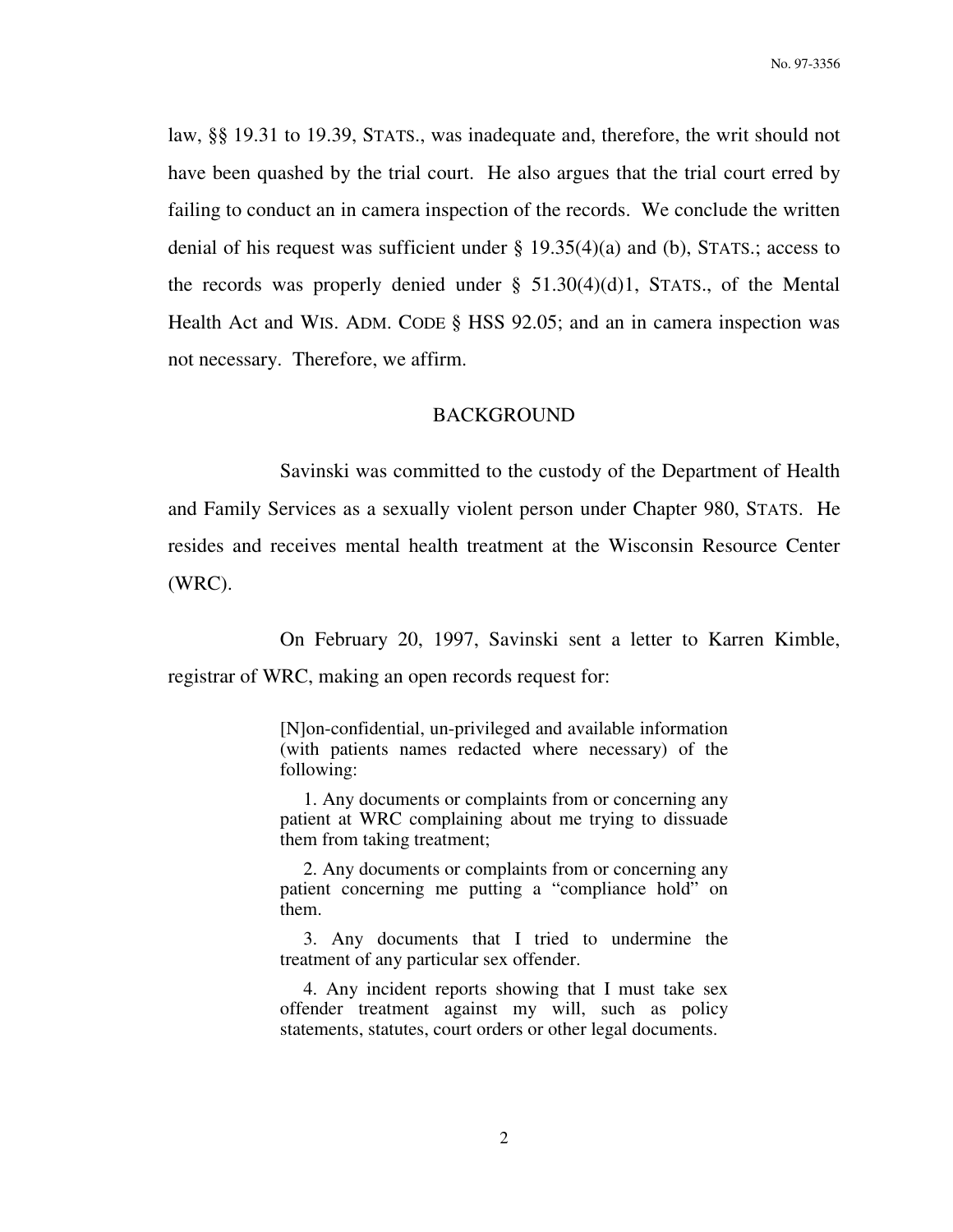law, §§ 19.31 to 19.39, STATS., was inadequate and, therefore, the writ should not have been quashed by the trial court. He also argues that the trial court erred by failing to conduct an in camera inspection of the records. We conclude the written denial of his request was sufficient under § 19.35(4)(a) and (b), STATS.; access to the records was properly denied under § 51.30(4)(d)1, STATS., of the Mental Health Act and WIS. ADM. CODE § HSS 92.05; and an in camera inspection was not necessary. Therefore, we affirm.

## BACKGROUND

Savinski was committed to the custody of the Department of Health and Family Services as a sexually violent person under Chapter 980, STATS. He resides and receives mental health treatment at the Wisconsin Resource Center (WRC).

On February 20, 1997, Savinski sent a letter to Karren Kimble, registrar of WRC, making an open records request for:

> [N]on-confidential, un-privileged and available information (with patients names redacted where necessary) of the following:
>
> 1. Any documents or complaints from or concerning any patient at WRC complaining about me trying to dissuade them from taking treatment;
>
> 2. Any documents or complaints from or concerning any patient concerning me putting a "compliance hold" on them.
>
> 3. Any documents that I tried to undermine the treatment of any particular sex offender.
>
> 4. Any incident reports showing that I must take sex offender treatment against my will, such as policy statements, statutes, court orders or other legal documents.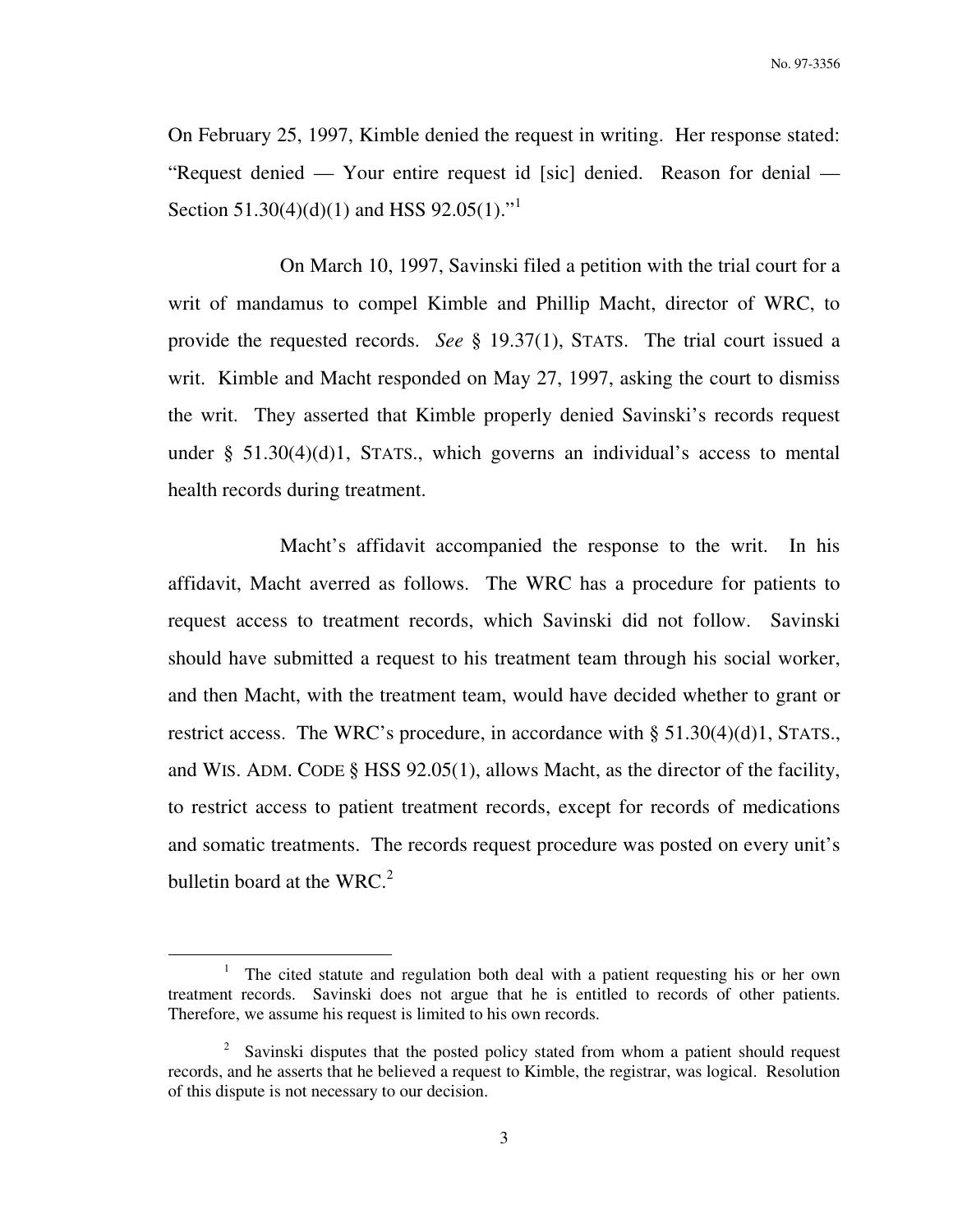On February 25, 1997, Kimble denied the request in writing. Her response stated: "Request denied — Your entire request id [sic] denied. Reason for denial — Section 51.30(4)(d)(1) and HSS 92.05(1)."[1]

On March 10, 1997, Savinski filed a petition with the trial court for a writ of mandamus to compel Kimble and Phillip Macht, director of WRC, to provide the requested records. *See* § 19.37(1), STATS. The trial court issued a writ. Kimble and Macht responded on May 27, 1997, asking the court to dismiss the writ. They asserted that Kimble properly denied Savinski's records request under § 51.30(4)(d)1, STATS., which governs an individual's access to mental health records during treatment.

Macht's affidavit accompanied the response to the writ. In his affidavit, Macht averred as follows. The WRC has a procedure for patients to request access to treatment records, which Savinski did not follow. Savinski should have submitted a request to his treatment team through his social worker, and then Macht, with the treatment team, would have decided whether to grant or restrict access. The WRC's procedure, in accordance with § 51.30(4)(d)1, STATS., and WIS. ADM. CODE § HSS 92.05(1), allows Macht, as the director of the facility, to restrict access to patient treatment records, except for records of medications and somatic treatments. The records request procedure was posted on every unit's bulletin board at the WRC.[2]

---

[1] The cited statute and regulation both deal with a patient requesting his or her own treatment records. Savinski does not argue that he is entitled to records of other patients. Therefore, we assume his request is limited to his own records.

[2] Savinski disputes that the posted policy stated from whom a patient should request records, and he asserts that he believed a request to Kimble, the registrar, was logical. Resolution of this dispute is not necessary to our decision.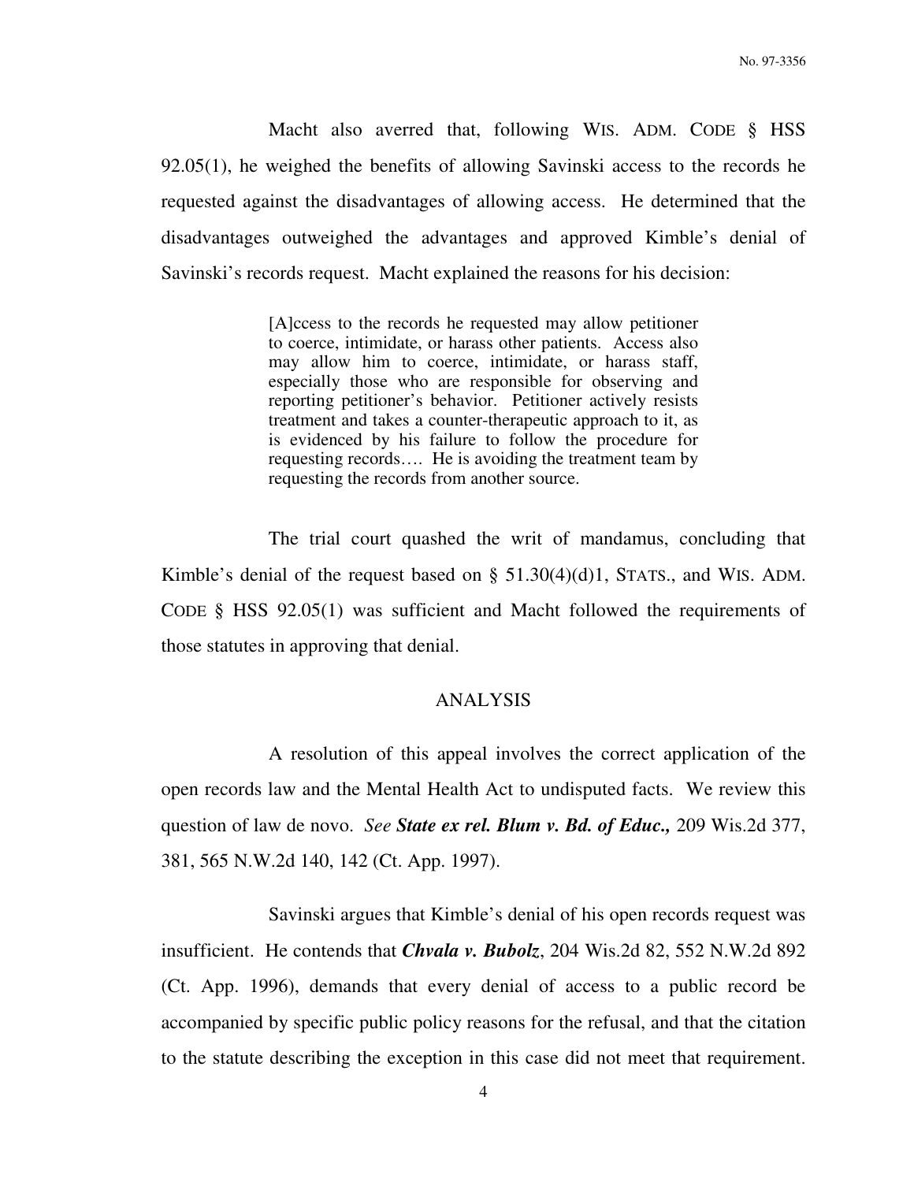Macht also averred that, following WIS. ADM. CODE § HSS 92.05(1), he weighed the benefits of allowing Savinski access to the records he requested against the disadvantages of allowing access. He determined that the disadvantages outweighed the advantages and approved Kimble's denial of Savinski's records request. Macht explained the reasons for his decision:

> [A]ccess to the records he requested may allow petitioner to coerce, intimidate, or harass other patients. Access also may allow him to coerce, intimidate, or harass staff, especially those who are responsible for observing and reporting petitioner's behavior. Petitioner actively resists treatment and takes a counter-therapeutic approach to it, as is evidenced by his failure to follow the procedure for requesting records…. He is avoiding the treatment team by requesting the records from another source.

The trial court quashed the writ of mandamus, concluding that Kimble's denial of the request based on § 51.30(4)(d)1, STATS., and WIS. ADM. CODE § HSS 92.05(1) was sufficient and Macht followed the requirements of those statutes in approving that denial.

## ANALYSIS

A resolution of this appeal involves the correct application of the open records law and the Mental Health Act to undisputed facts. We review this question of law de novo. *See* ***State ex rel. Blum v. Bd. of Educ.,*** 209 Wis.2d 377, 381, 565 N.W.2d 140, 142 (Ct. App. 1997).

Savinski argues that Kimble's denial of his open records request was insufficient. He contends that ***Chvala v. Bubolz***, 204 Wis.2d 82, 552 N.W.2d 892 (Ct. App. 1996), demands that every denial of access to a public record be accompanied by specific public policy reasons for the refusal, and that the citation to the statute describing the exception in this case did not meet that requirement.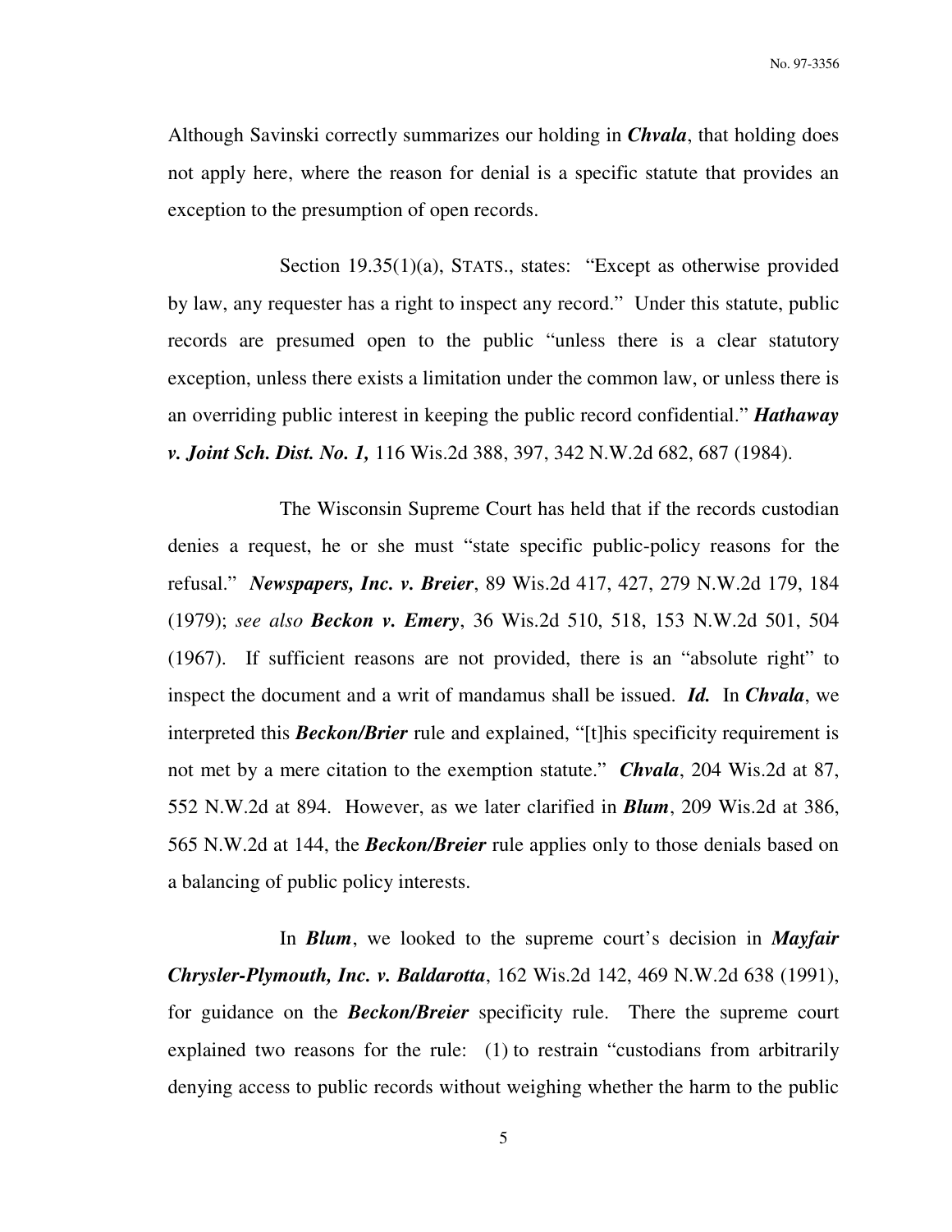Although Savinski correctly summarizes our holding in ***Chvala***, that holding does not apply here, where the reason for denial is a specific statute that provides an exception to the presumption of open records.

Section 19.35(1)(a), STATS., states: "Except as otherwise provided by law, any requester has a right to inspect any record." Under this statute, public records are presumed open to the public "unless there is a clear statutory exception, unless there exists a limitation under the common law, or unless there is an overriding public interest in keeping the public record confidential." ***Hathaway v. Joint Sch. Dist. No. 1,*** 116 Wis.2d 388, 397, 342 N.W.2d 682, 687 (1984).

The Wisconsin Supreme Court has held that if the records custodian denies a request, he or she must "state specific public-policy reasons for the refusal." ***Newspapers, Inc. v. Breier***, 89 Wis.2d 417, 427, 279 N.W.2d 179, 184 (1979); *see also* ***Beckon v. Emery***, 36 Wis.2d 510, 518, 153 N.W.2d 501, 504 (1967). If sufficient reasons are not provided, there is an "absolute right" to inspect the document and a writ of mandamus shall be issued. ***Id.*** In ***Chvala***, we interpreted this ***Beckon/Brier*** rule and explained, "[t]his specificity requirement is not met by a mere citation to the exemption statute." ***Chvala***, 204 Wis.2d at 87, 552 N.W.2d at 894. However, as we later clarified in ***Blum***, 209 Wis.2d at 386, 565 N.W.2d at 144, the ***Beckon/Breier*** rule applies only to those denials based on a balancing of public policy interests.

In ***Blum***, we looked to the supreme court's decision in ***Mayfair Chrysler-Plymouth, Inc. v. Baldarotta***, 162 Wis.2d 142, 469 N.W.2d 638 (1991), for guidance on the ***Beckon/Breier*** specificity rule. There the supreme court explained two reasons for the rule: (1) to restrain "custodians from arbitrarily denying access to public records without weighing whether the harm to the public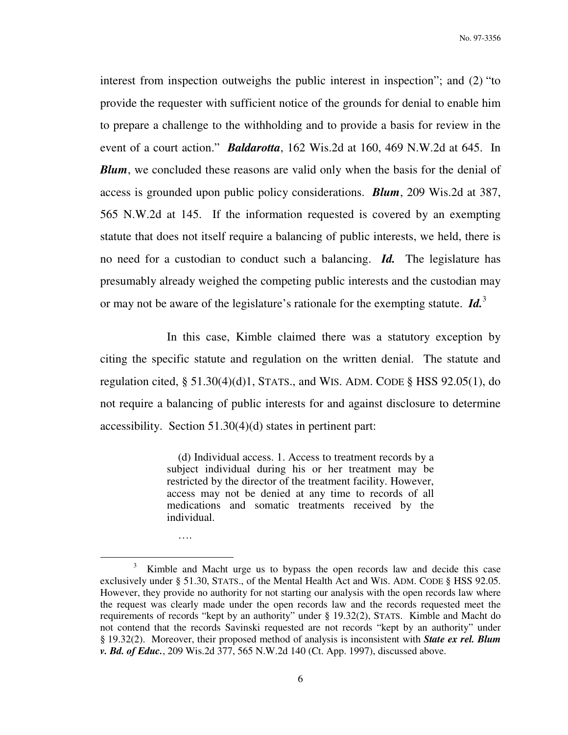interest from inspection outweighs the public interest in inspection"; and (2) "to provide the requester with sufficient notice of the grounds for denial to enable him to prepare a challenge to the withholding and to provide a basis for review in the event of a court action." ***Baldarotta***, 162 Wis.2d at 160, 469 N.W.2d at 645. In ***Blum***, we concluded these reasons are valid only when the basis for the denial of access is grounded upon public policy considerations. ***Blum***, 209 Wis.2d at 387, 565 N.W.2d at 145. If the information requested is covered by an exempting statute that does not itself require a balancing of public interests, we held, there is no need for a custodian to conduct such a balancing. ***Id.*** The legislature has presumably already weighed the competing public interests and the custodian may or may not be aware of the legislature's rationale for the exempting statute. ***Id.***[3]

In this case, Kimble claimed there was a statutory exception by citing the specific statute and regulation on the written denial. The statute and regulation cited, § 51.30(4)(d)1, STATS., and WIS. ADM. CODE § HSS 92.05(1), do not require a balancing of public interests for and against disclosure to determine accessibility. Section 51.30(4)(d) states in pertinent part:

> (d) Individual access. 1. Access to treatment records by a subject individual during his or her treatment may be restricted by the director of the treatment facility. However, access may not be denied at any time to records of all medications and somatic treatments received by the individual.
>
> ….

[3] Kimble and Macht urge us to bypass the open records law and decide this case exclusively under § 51.30, STATS., of the Mental Health Act and WIS. ADM. CODE § HSS 92.05. However, they provide no authority for not starting our analysis with the open records law where the request was clearly made under the open records law and the records requested meet the requirements of records "kept by an authority" under § 19.32(2), STATS. Kimble and Macht do not contend that the records Savinski requested are not records "kept by an authority" under § 19.32(2). Moreover, their proposed method of analysis is inconsistent with ***State ex rel. Blum v. Bd. of Educ.***, 209 Wis.2d 377, 565 N.W.2d 140 (Ct. App. 1997), discussed above.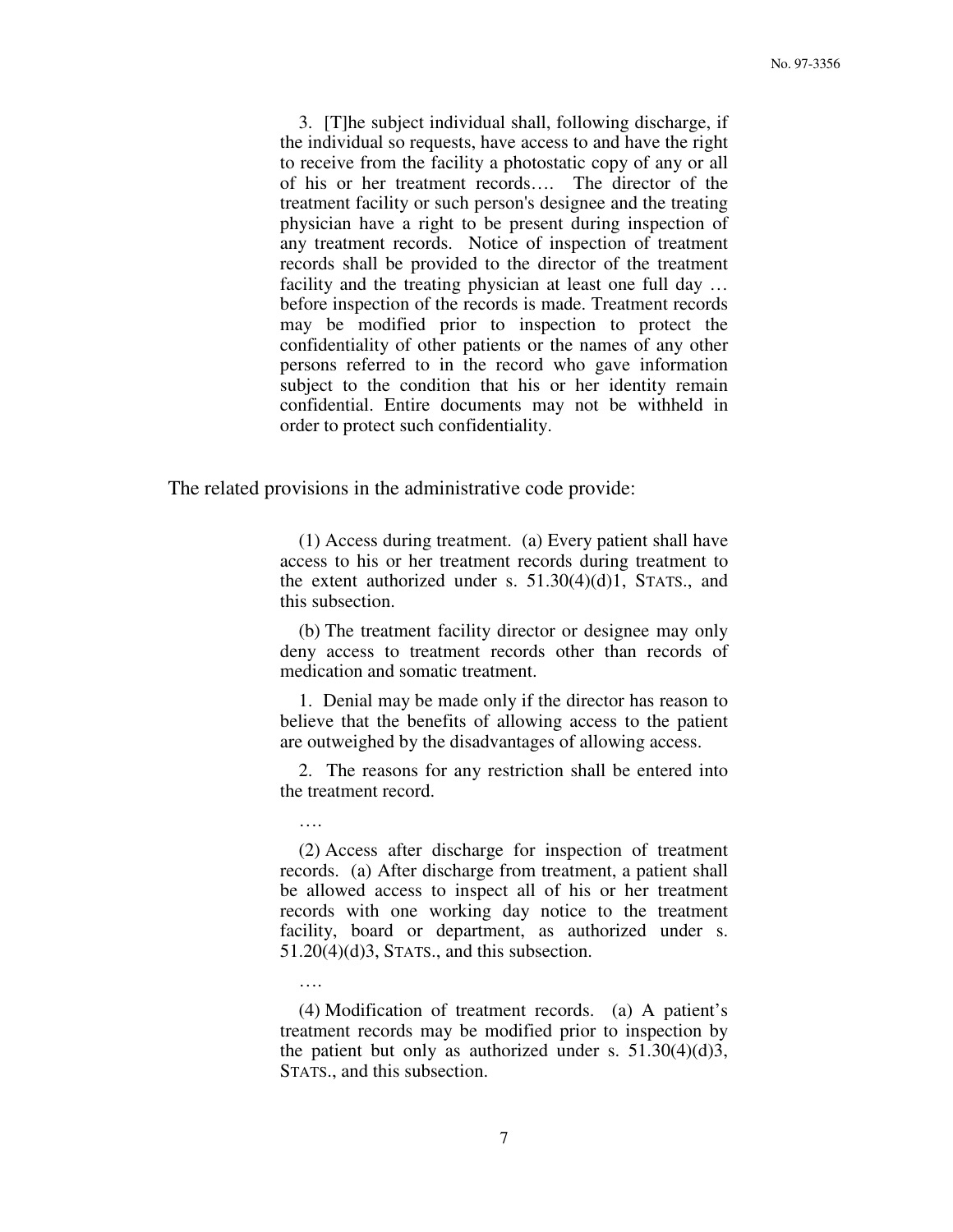> 3. [T]he subject individual shall, following discharge, if the individual so requests, have access to and have the right to receive from the facility a photostatic copy of any or all of his or her treatment records…. The director of the treatment facility or such person's designee and the treating physician have a right to be present during inspection of any treatment records. Notice of inspection of treatment records shall be provided to the director of the treatment facility and the treating physician at least one full day … before inspection of the records is made. Treatment records may be modified prior to inspection to protect the confidentiality of other patients or the names of any other persons referred to in the record who gave information subject to the condition that his or her identity remain confidential. Entire documents may not be withheld in order to protect such confidentiality.

The related provisions in the administrative code provide:

> (1) Access during treatment. (a) Every patient shall have access to his or her treatment records during treatment to the extent authorized under s. 51.30(4)(d)1, STATS., and this subsection.
>
> (b) The treatment facility director or designee may only deny access to treatment records other than records of medication and somatic treatment.
>
> 1. Denial may be made only if the director has reason to believe that the benefits of allowing access to the patient are outweighed by the disadvantages of allowing access.
>
> 2. The reasons for any restriction shall be entered into the treatment record.
>
> ….
>
> (2) Access after discharge for inspection of treatment records. (a) After discharge from treatment, a patient shall be allowed access to inspect all of his or her treatment records with one working day notice to the treatment facility, board or department, as authorized under s. 51.20(4)(d)3, STATS., and this subsection.
>
> ….
>
> (4) Modification of treatment records. (a) A patient's treatment records may be modified prior to inspection by the patient but only as authorized under s. 51.30(4)(d)3, STATS., and this subsection.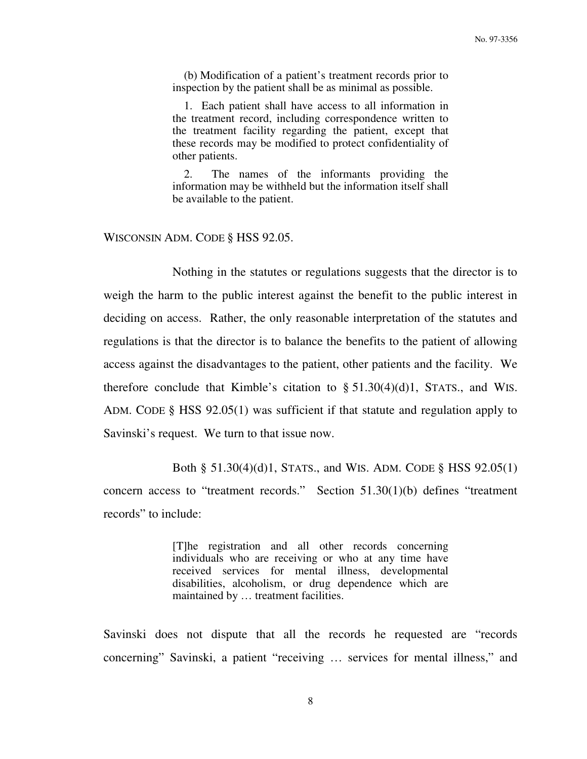> (b) Modification of a patient's treatment records prior to inspection by the patient shall be as minimal as possible.
>
> 1. Each patient shall have access to all information in the treatment record, including correspondence written to the treatment facility regarding the patient, except that these records may be modified to protect confidentiality of other patients.
>
> 2. The names of the informants providing the information may be withheld but the information itself shall be available to the patient.

WISCONSIN ADM. CODE § HSS 92.05.

Nothing in the statutes or regulations suggests that the director is to weigh the harm to the public interest against the benefit to the public interest in deciding on access. Rather, the only reasonable interpretation of the statutes and regulations is that the director is to balance the benefits to the patient of allowing access against the disadvantages to the patient, other patients and the facility. We therefore conclude that Kimble's citation to § 51.30(4)(d)1, STATS., and WIS. ADM. CODE § HSS 92.05(1) was sufficient if that statute and regulation apply to Savinski's request. We turn to that issue now.

Both § 51.30(4)(d)1, STATS., and WIS. ADM. CODE § HSS 92.05(1) concern access to "treatment records." Section 51.30(1)(b) defines "treatment records" to include:

> [T]he registration and all other records concerning individuals who are receiving or who at any time have received services for mental illness, developmental disabilities, alcoholism, or drug dependence which are maintained by … treatment facilities.

Savinski does not dispute that all the records he requested are "records concerning" Savinski, a patient "receiving … services for mental illness," and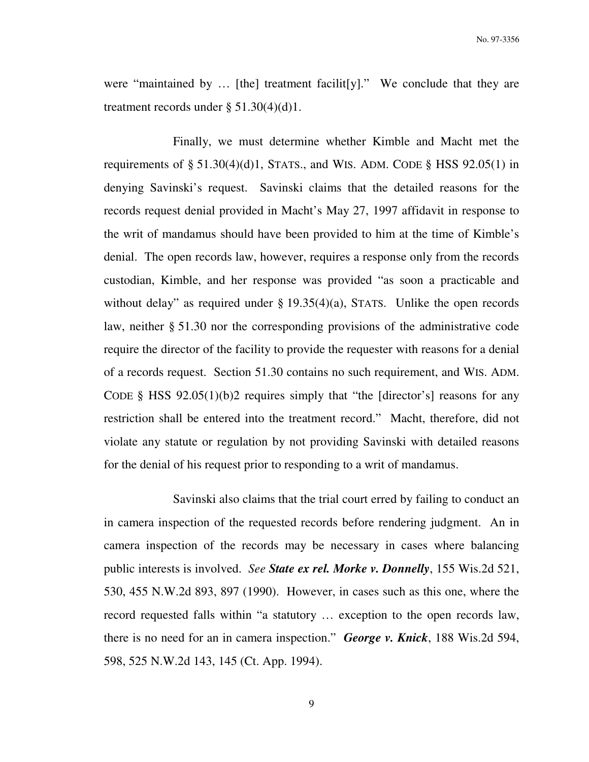were "maintained by … [the] treatment facilit[y]." We conclude that they are treatment records under § 51.30(4)(d)1.

Finally, we must determine whether Kimble and Macht met the requirements of § 51.30(4)(d)1, STATS., and WIS. ADM. CODE § HSS 92.05(1) in denying Savinski's request. Savinski claims that the detailed reasons for the records request denial provided in Macht's May 27, 1997 affidavit in response to the writ of mandamus should have been provided to him at the time of Kimble's denial. The open records law, however, requires a response only from the records custodian, Kimble, and her response was provided "as soon a practicable and without delay" as required under § 19.35(4)(a), STATS. Unlike the open records law, neither § 51.30 nor the corresponding provisions of the administrative code require the director of the facility to provide the requester with reasons for a denial of a records request. Section 51.30 contains no such requirement, and WIS. ADM. CODE § HSS 92.05(1)(b)2 requires simply that "the [director's] reasons for any restriction shall be entered into the treatment record." Macht, therefore, did not violate any statute or regulation by not providing Savinski with detailed reasons for the denial of his request prior to responding to a writ of mandamus.

Savinski also claims that the trial court erred by failing to conduct an in camera inspection of the requested records before rendering judgment. An in camera inspection of the records may be necessary in cases where balancing public interests is involved. *See* ***State ex rel. Morke v. Donnelly***, 155 Wis.2d 521, 530, 455 N.W.2d 893, 897 (1990). However, in cases such as this one, where the record requested falls within "a statutory … exception to the open records law, there is no need for an in camera inspection." ***George v. Knick***, 188 Wis.2d 594, 598, 525 N.W.2d 143, 145 (Ct. App. 1994).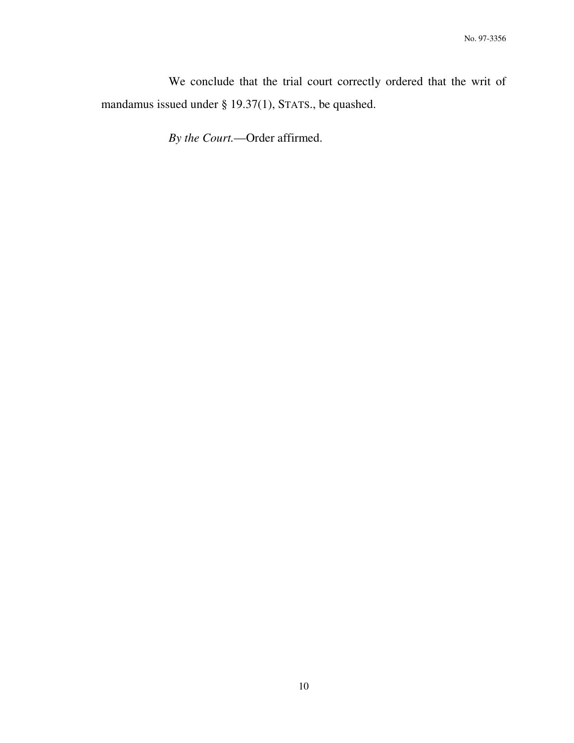We conclude that the trial court correctly ordered that the writ of mandamus issued under § 19.37(1), STATS., be quashed.

*By the Court.*—Order affirmed.